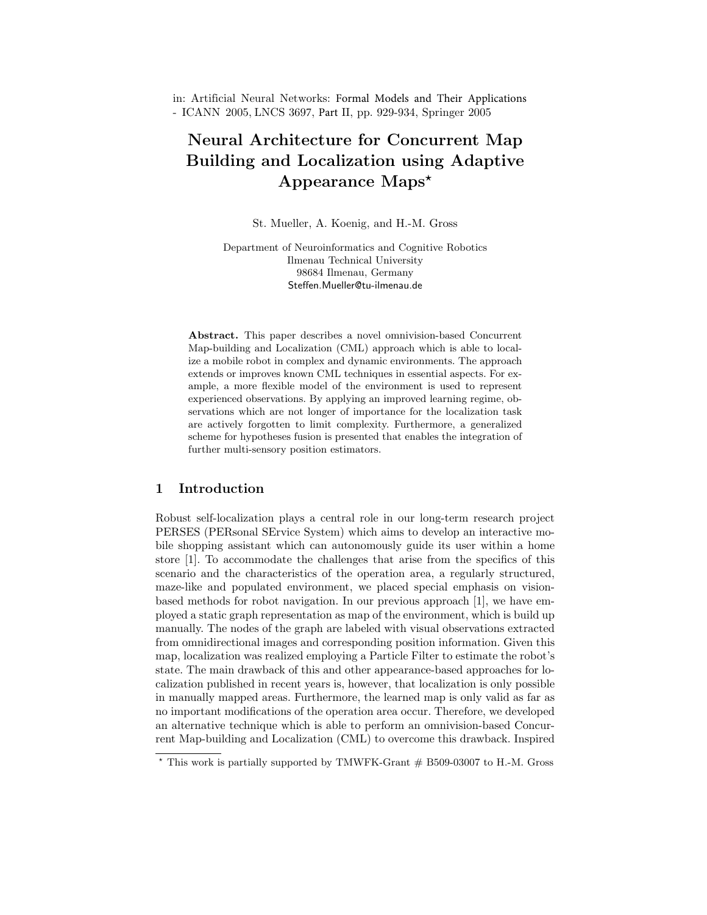in: Artificial Neural Networks: Formal Models and Their Applications - ICANN 2005, LNCS 3697, Part II, pp. 929-934, Springer 2005

# Neural Architecture for Concurrent Map Building and Localization using Adaptive Appearance Maps*

St. Mueller, A. Koenig, and H.-M. Gross

Department of Neuroinformatics and Cognitive Robotics
Ilmenau Technical University
98684 Ilmenau, Germany
Steffen.Mueller@tu-ilmenau.de

**Abstract.** This paper describes a novel omnivision-based Concurrent Map-building and Localization (CML) approach which is able to localize a mobile robot in complex and dynamic environments. The approach extends or improves known CML techniques in essential aspects. For example, a more flexible model of the environment is used to represent experienced observations. By applying an improved learning regime, observations which are not longer of importance for the localization task are actively forgotten to limit complexity. Furthermore, a generalized scheme for hypotheses fusion is presented that enables the integration of further multi-sensory position estimators.

## 1 Introduction

Robust self-localization plays a central role in our long-term research project PERSES (PERsonal SErvice System) which aims to develop an interactive mobile shopping assistant which can autonomously guide its user within a home store [1]. To accommodate the challenges that arise from the specifics of this scenario and the characteristics of the operation area, a regularly structured, maze-like and populated environment, we placed special emphasis on vision-based methods for robot navigation. In our previous approach [1], we have employed a static graph representation as map of the environment, which is build up manually. The nodes of the graph are labeled with visual observations extracted from omnidirectional images and corresponding position information. Given this map, localization was realized employing a Particle Filter to estimate the robot's state. The main drawback of this and other appearance-based approaches for localization published in recent years is, however, that localization is only possible in manually mapped areas. Furthermore, the learned map is only valid as far as no important modifications of the operation area occur. Therefore, we developed an alternative technique which is able to perform an omnivision-based Concurrent Map-building and Localization (CML) to overcome this drawback. Inspired

* This work is partially supported by TMWFK-Grant # B509-03007 to H.-M. Gross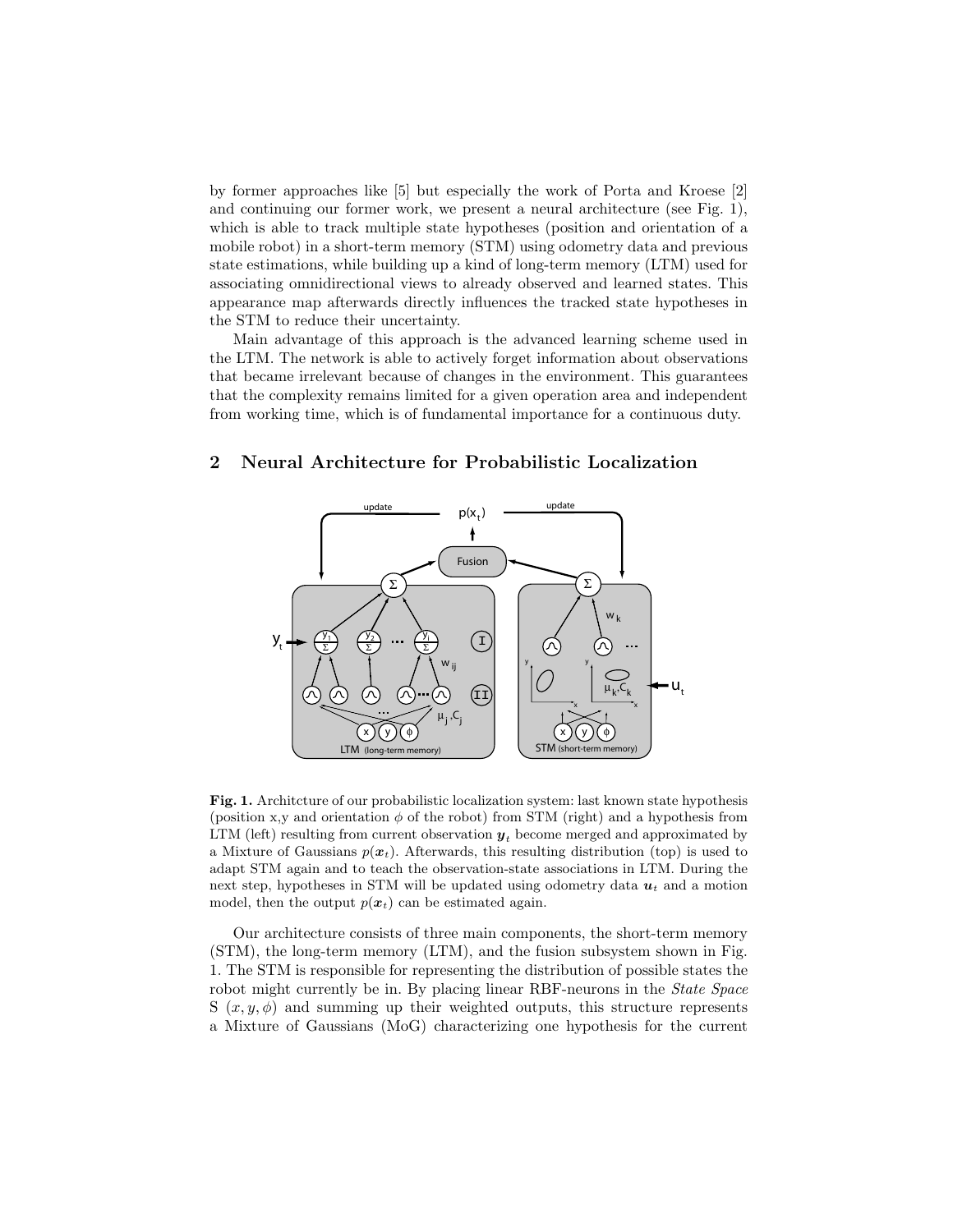by former approaches like [5] but especially the work of Porta and Kroese [2] and continuing our former work, we present a neural architecture (see Fig. 1), which is able to track multiple state hypotheses (position and orientation of a mobile robot) in a short-term memory (STM) using odometry data and previous state estimations, while building up a kind of long-term memory (LTM) used for associating omnidirectional views to already observed and learned states. This appearance map afterwards directly influences the tracked state hypotheses in the STM to reduce their uncertainty.

Main advantage of this approach is the advanced learning scheme used in the LTM. The network is able to actively forget information about observations that became irrelevant because of changes in the environment. This guarantees that the complexity remains limited for a given operation area and independent from working time, which is of fundamental importance for a continuous duty.

## 2 Neural Architecture for Probabilistic Localization

**Fig. 1.** Architcture of our probabilistic localization system: last known state hypothesis (position x,y and orientation $\phi$ of the robot) from STM (right) and a hypothesis from LTM (left) resulting from current observation $\boldsymbol{y}_t$ become merged and approximated by a Mixture of Gaussians $p(\boldsymbol{x}_t)$. Afterwards, this resulting distribution (top) is used to adapt STM again and to teach the observation-state associations in LTM. During the next step, hypotheses in STM will be updated using odometry data $\boldsymbol{u}_t$ and a motion model, then the output $p(\boldsymbol{x}_t)$ can be estimated again.

Our architecture consists of three main components, the short-term memory (STM), the long-term memory (LTM), and the fusion subsystem shown in Fig. 1. The STM is responsible for representing the distribution of possible states the robot might currently be in. By placing linear RBF-neurons in the *State Space* S $(x, y, \phi)$ and summing up their weighted outputs, this structure represents a Mixture of Gaussians (MoG) characterizing one hypothesis for the current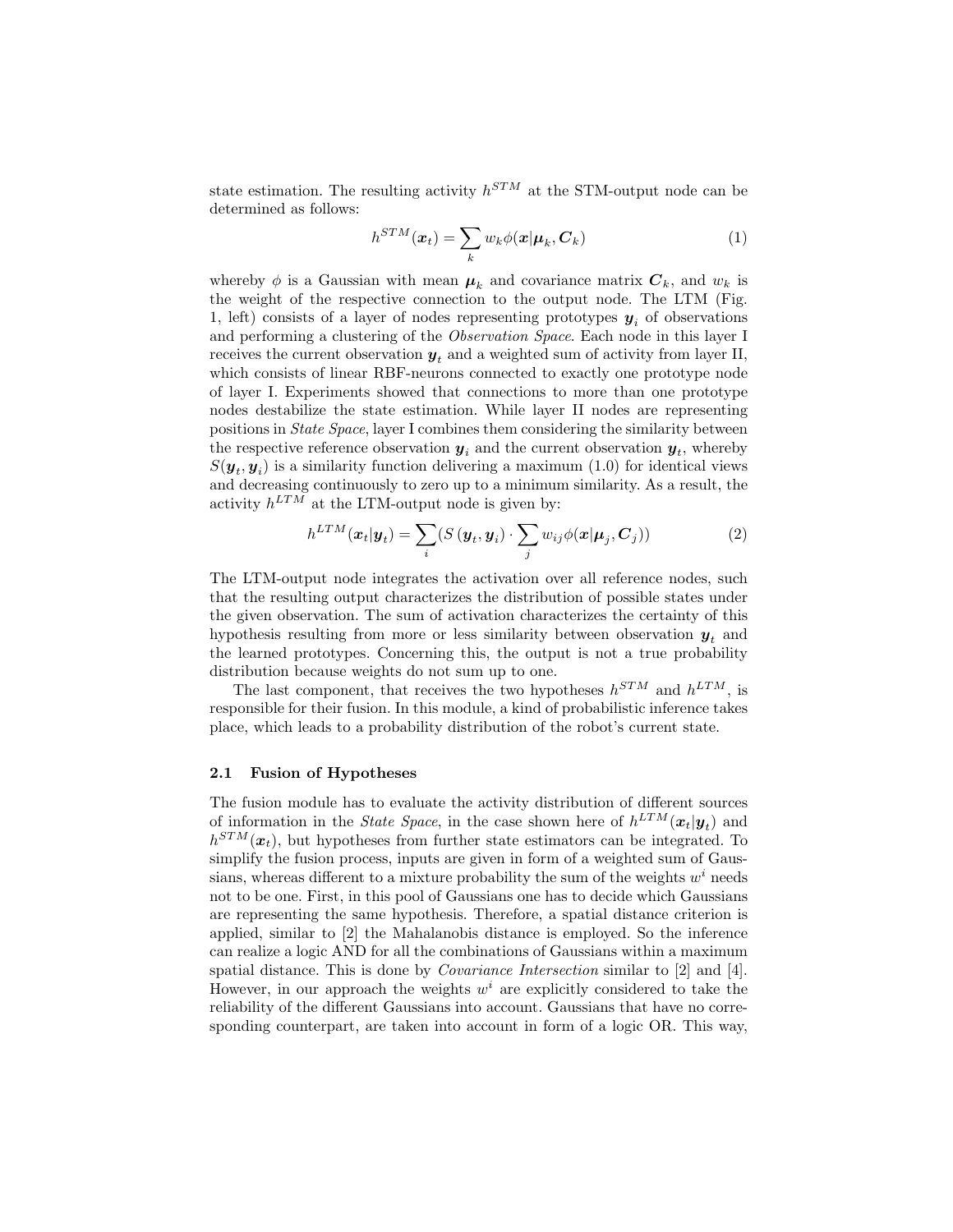state estimation. The resulting activity $h^{STM}$ at the STM-output node can be determined as follows:

$$h^{STM}(\boldsymbol{x}_t) = \sum_k w_k \phi(\boldsymbol{x}|\boldsymbol{\mu}_k, \boldsymbol{C}_k) \tag{1}$$

whereby $\phi$ is a Gaussian with mean $\boldsymbol{\mu}_k$ and covariance matrix $\boldsymbol{C}_k$, and $w_k$ is the weight of the respective connection to the output node. The LTM (Fig. 1, left) consists of a layer of nodes representing prototypes $\boldsymbol{y}_i$ of observations and performing a clustering of the *Observation Space*. Each node in this layer I receives the current observation $\boldsymbol{y}_t$ and a weighted sum of activity from layer II, which consists of linear RBF-neurons connected to exactly one prototype node of layer I. Experiments showed that connections to more than one prototype nodes destabilize the state estimation. While layer II nodes are representing positions in *State Space*, layer I combines them considering the similarity between the respective reference observation $\boldsymbol{y}_i$ and the current observation $\boldsymbol{y}_t$, whereby $S(\boldsymbol{y}_t, \boldsymbol{y}_i)$ is a similarity function delivering a maximum (1.0) for identical views and decreasing continuously to zero up to a minimum similarity. As a result, the activity $h^{LTM}$ at the LTM-output node is given by:

$$h^{LTM}(\boldsymbol{x}_t|\boldsymbol{y}_t) = \sum_i (S(\boldsymbol{y}_t, \boldsymbol{y}_i) \cdot \sum_j w_{ij} \phi(\boldsymbol{x}|\boldsymbol{\mu}_j, \boldsymbol{C}_j)) \tag{2}$$

The LTM-output node integrates the activation over all reference nodes, such that the resulting output characterizes the distribution of possible states under the given observation. The sum of activation characterizes the certainty of this hypothesis resulting from more or less similarity between observation $\boldsymbol{y}_t$ and the learned prototypes. Concerning this, the output is not a true probability distribution because weights do not sum up to one.

The last component, that receives the two hypotheses $h^{STM}$ and $h^{LTM}$, is responsible for their fusion. In this module, a kind of probabilistic inference takes place, which leads to a probability distribution of the robot's current state.

### 2.1 Fusion of Hypotheses

The fusion module has to evaluate the activity distribution of different sources of information in the *State Space*, in the case shown here of $h^{LTM}(\boldsymbol{x}_t|\boldsymbol{y}_t)$ and $h^{STM}(\boldsymbol{x}_t)$, but hypotheses from further state estimators can be integrated. To simplify the fusion process, inputs are given in form of a weighted sum of Gaussians, whereas different to a mixture probability the sum of the weights $w^i$ needs not to be one. First, in this pool of Gaussians one has to decide which Gaussians are representing the same hypothesis. Therefore, a spatial distance criterion is applied, similar to [2] the Mahalanobis distance is employed. So the inference can realize a logic AND for all the combinations of Gaussians within a maximum spatial distance. This is done by *Covariance Intersection* similar to [2] and [4]. However, in our approach the weights $w^i$ are explicitly considered to take the reliability of the different Gaussians into account. Gaussians that have no corresponding counterpart, are taken into account in form of a logic OR. This way,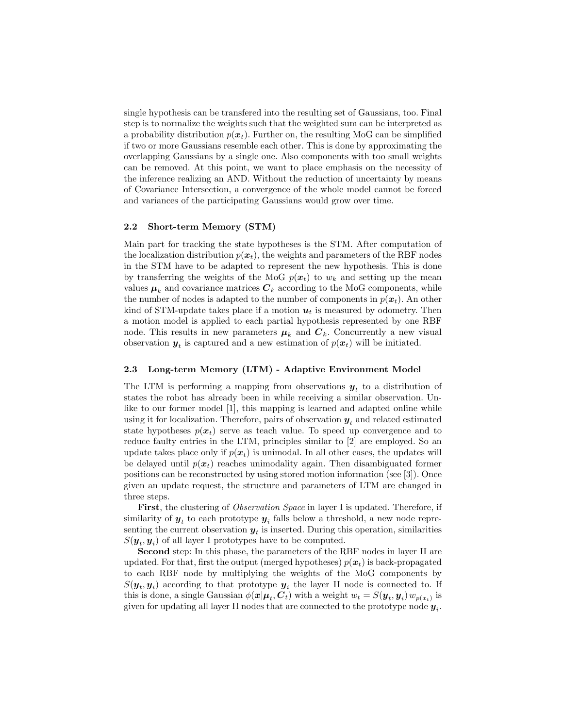single hypothesis can be transfered into the resulting set of Gaussians, too. Final step is to normalize the weights such that the weighted sum can be interpreted as a probability distribution $p(\boldsymbol{x}_t)$. Further on, the resulting MoG can be simplified if two or more Gaussians resemble each other. This is done by approximating the overlapping Gaussians by a single one. Also components with too small weights can be removed. At this point, we want to place emphasis on the necessity of the inference realizing an AND. Without the reduction of uncertainty by means of Covariance Intersection, a convergence of the whole model cannot be forced and variances of the participating Gaussians would grow over time.

### 2.2 Short-term Memory (STM)

Main part for tracking the state hypotheses is the STM. After computation of the localization distribution $p(\boldsymbol{x}_t)$, the weights and parameters of the RBF nodes in the STM have to be adapted to represent the new hypothesis. This is done by transferring the weights of the MoG $p(\boldsymbol{x}_t)$ to $w_k$ and setting up the mean values $\boldsymbol{\mu}_k$ and covariance matrices $\boldsymbol{C}_k$ according to the MoG components, while the number of nodes is adapted to the number of components in $p(\boldsymbol{x}_t)$. An other kind of STM-update takes place if a motion $\boldsymbol{u}_t$ is measured by odometry. Then a motion model is applied to each partial hypothesis represented by one RBF node. This results in new parameters $\boldsymbol{\mu}_k$ and $\boldsymbol{C}_k$. Concurrently a new visual observation $\boldsymbol{y}_t$ is captured and a new estimation of $p(\boldsymbol{x}_t)$ will be initiated.

### 2.3 Long-term Memory (LTM) - Adaptive Environment Model

The LTM is performing a mapping from observations $\boldsymbol{y}_t$ to a distribution of states the robot has already been in while receiving a similar observation. Unlike to our former model [1], this mapping is learned and adapted online while using it for localization. Therefore, pairs of observation $\boldsymbol{y}_t$ and related estimated state hypotheses $p(\boldsymbol{x}_t)$ serve as teach value. To speed up convergence and to reduce faulty entries in the LTM, principles similar to [2] are employed. So an update takes place only if $p(\boldsymbol{x}_t)$ is unimodal. In all other cases, the updates will be delayed until $p(\boldsymbol{x}_t)$ reaches unimodality again. Then disambiguated former positions can be reconstructed by using stored motion information (see [3]). Once given an update request, the structure and parameters of LTM are changed in three steps.

**First**, the clustering of *Observation Space* in layer I is updated. Therefore, if similarity of $\boldsymbol{y}_t$ to each prototype $\boldsymbol{y}_i$ falls below a threshold, a new node representing the current observation $\boldsymbol{y}_t$ is inserted. During this operation, similarities $S(\boldsymbol{y}_t, \boldsymbol{y}_i)$ of all layer I prototypes have to be computed.

**Second** step: In this phase, the parameters of the RBF nodes in layer II are updated. For that, first the output (merged hypotheses) $p(\boldsymbol{x}_t)$ is back-propagated to each RBF node by multiplying the weights of the MoG components by $S(\boldsymbol{y}_t, \boldsymbol{y}_i)$ according to that prototype $\boldsymbol{y}_i$ the layer II node is connected to. If this is done, a single Gaussian $\phi(\boldsymbol{x}|\boldsymbol{\mu}_t, \boldsymbol{C}_t)$ with a weight $w_t = S(\boldsymbol{y}_t, \boldsymbol{y}_i)\, w_{p(x_t)}$ is given for updating all layer II nodes that are connected to the prototype node $\boldsymbol{y}_i$.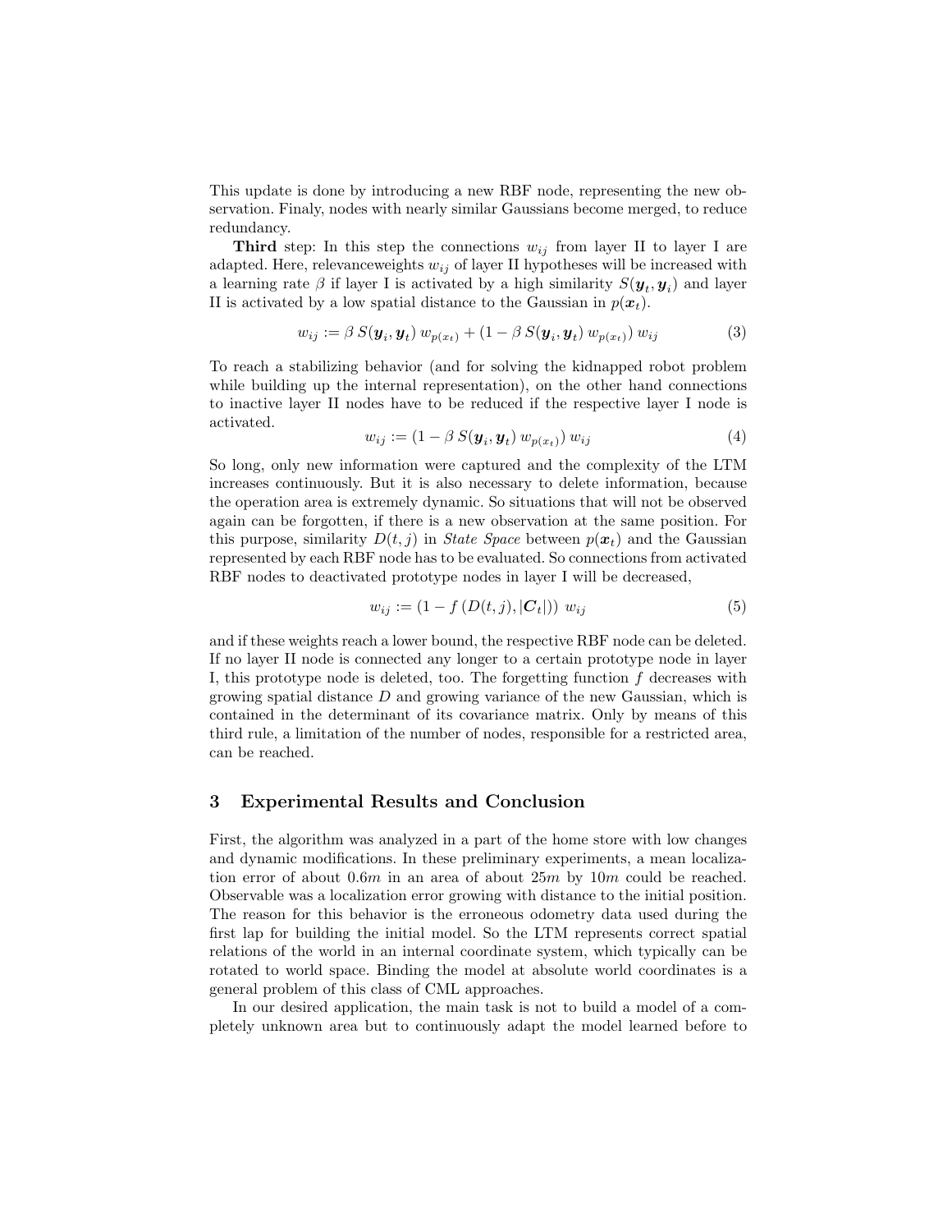This update is done by introducing a new RBF node, representing the new observation. Finaly, nodes with nearly similar Gaussians become merged, to reduce redundancy.

**Third** step: In this step the connections $w_{ij}$ from layer II to layer I are adapted. Here, relevanceweights $w_{ij}$ of layer II hypotheses will be increased with a learning rate $\beta$ if layer I is activated by a high similarity $S(\boldsymbol{y}_t, \boldsymbol{y}_i)$ and layer II is activated by a low spatial distance to the Gaussian in $p(\boldsymbol{x}_t)$.

$$w_{ij} := \beta\, S(\boldsymbol{y}_i, \boldsymbol{y}_t)\, w_{p(x_t)} + (1 - \beta\, S(\boldsymbol{y}_i, \boldsymbol{y}_t)\, w_{p(x_t)})\, w_{ij} \tag{3}$$

To reach a stabilizing behavior (and for solving the kidnapped robot problem while building up the internal representation), on the other hand connections to inactive layer II nodes have to be reduced if the respective layer I node is activated.

$$w_{ij} := (1 - \beta\, S(\boldsymbol{y}_i, \boldsymbol{y}_t)\, w_{p(x_t)})\, w_{ij} \tag{4}$$

So long, only new information were captured and the complexity of the LTM increases continuously. But it is also necessary to delete information, because the operation area is extremely dynamic. So situations that will not be observed again can be forgotten, if there is a new observation at the same position. For this purpose, similarity $D(t, j)$ in *State Space* between $p(\boldsymbol{x}_t)$ and the Gaussian represented by each RBF node has to be evaluated. So connections from activated RBF nodes to deactivated prototype nodes in layer I will be decreased,

$$w_{ij} := (1 - f\,(D(t, j), |\boldsymbol{C}_t|))\ w_{ij} \tag{5}$$

and if these weights reach a lower bound, the respective RBF node can be deleted. If no layer II node is connected any longer to a certain prototype node in layer I, this prototype node is deleted, too. The forgetting function $f$ decreases with growing spatial distance $D$ and growing variance of the new Gaussian, which is contained in the determinant of its covariance matrix. Only by means of this third rule, a limitation of the number of nodes, responsible for a restricted area, can be reached.

## 3 Experimental Results and Conclusion

First, the algorithm was analyzed in a part of the home store with low changes and dynamic modifications. In these preliminary experiments, a mean localization error of about $0.6m$ in an area of about $25m$ by $10m$ could be reached. Observable was a localization error growing with distance to the initial position. The reason for this behavior is the erroneous odometry data used during the first lap for building the initial model. So the LTM represents correct spatial relations of the world in an internal coordinate system, which typically can be rotated to world space. Binding the model at absolute world coordinates is a general problem of this class of CML approaches.

In our desired application, the main task is not to build a model of a completely unknown area but to continuously adapt the model learned before to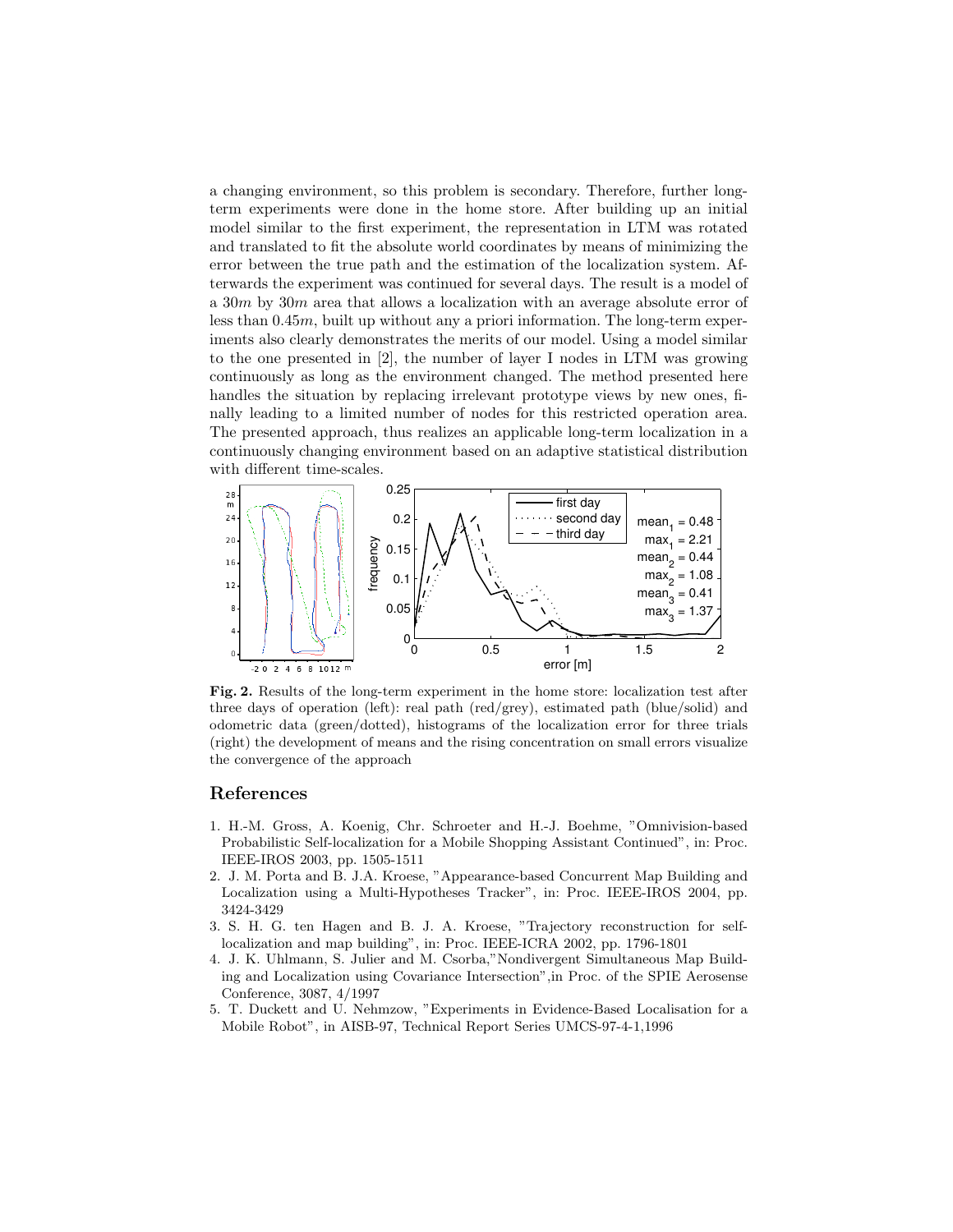a changing environment, so this problem is secondary. Therefore, further long-term experiments were done in the home store. After building up an initial model similar to the first experiment, the representation in LTM was rotated and translated to fit the absolute world coordinates by means of minimizing the error between the true path and the estimation of the localization system. Afterwards the experiment was continued for several days. The result is a model of a $30m$ by $30m$ area that allows a localization with an average absolute error of less than $0.45m$, built up without any a priori information. The long-term experiments also clearly demonstrates the merits of our model. Using a model similar to the one presented in [2], the number of layer I nodes in LTM was growing continuously as long as the environment changed. The method presented here handles the situation by replacing irrelevant prototype views by new ones, finally leading to a limited number of nodes for this restricted operation area. The presented approach, thus realizes an applicable long-term localization in a continuously changing environment based on an adaptive statistical distribution with different time-scales.

first day
second day
third day
$\text{mean}_1 = 0.48$
$\text{max}_1 = 2.21$
$\text{mean}_2 = 0.44$
$\text{max}_2 = 1.08$
$\text{mean}_3 = 0.41$
$\text{max}_3 = 1.37$
frequency
error [m]

**Fig. 2.** Results of the long-term experiment in the home store: localization test after three days of operation (left): real path (red/grey), estimated path (blue/solid) and odometric data (green/dotted), histograms of the localization error for three trials (right) the development of means and the rising concentration on small errors visualize the convergence of the approach

## References

1. H.-M. Gross, A. Koenig, Chr. Schroeter and H.-J. Boehme, "Omnivision-based Probabilistic Self-localization for a Mobile Shopping Assistant Continued", in: Proc. IEEE-IROS 2003, pp. 1505-1511
2. J. M. Porta and B. J.A. Kroese, "Appearance-based Concurrent Map Building and Localization using a Multi-Hypotheses Tracker", in: Proc. IEEE-IROS 2004, pp. 3424-3429
3. S. H. G. ten Hagen and B. J. A. Kroese, "Trajectory reconstruction for self-localization and map building", in: Proc. IEEE-ICRA 2002, pp. 1796-1801
4. J. K. Uhlmann, S. Julier and M. Csorba,"Nondivergent Simultaneous Map Building and Localization using Covariance Intersection",in Proc. of the SPIE Aerosense Conference, 3087, 4/1997
5. T. Duckett and U. Nehmzow, "Experiments in Evidence-Based Localisation for a Mobile Robot", in AISB-97, Technical Report Series UMCS-97-4-1,1996